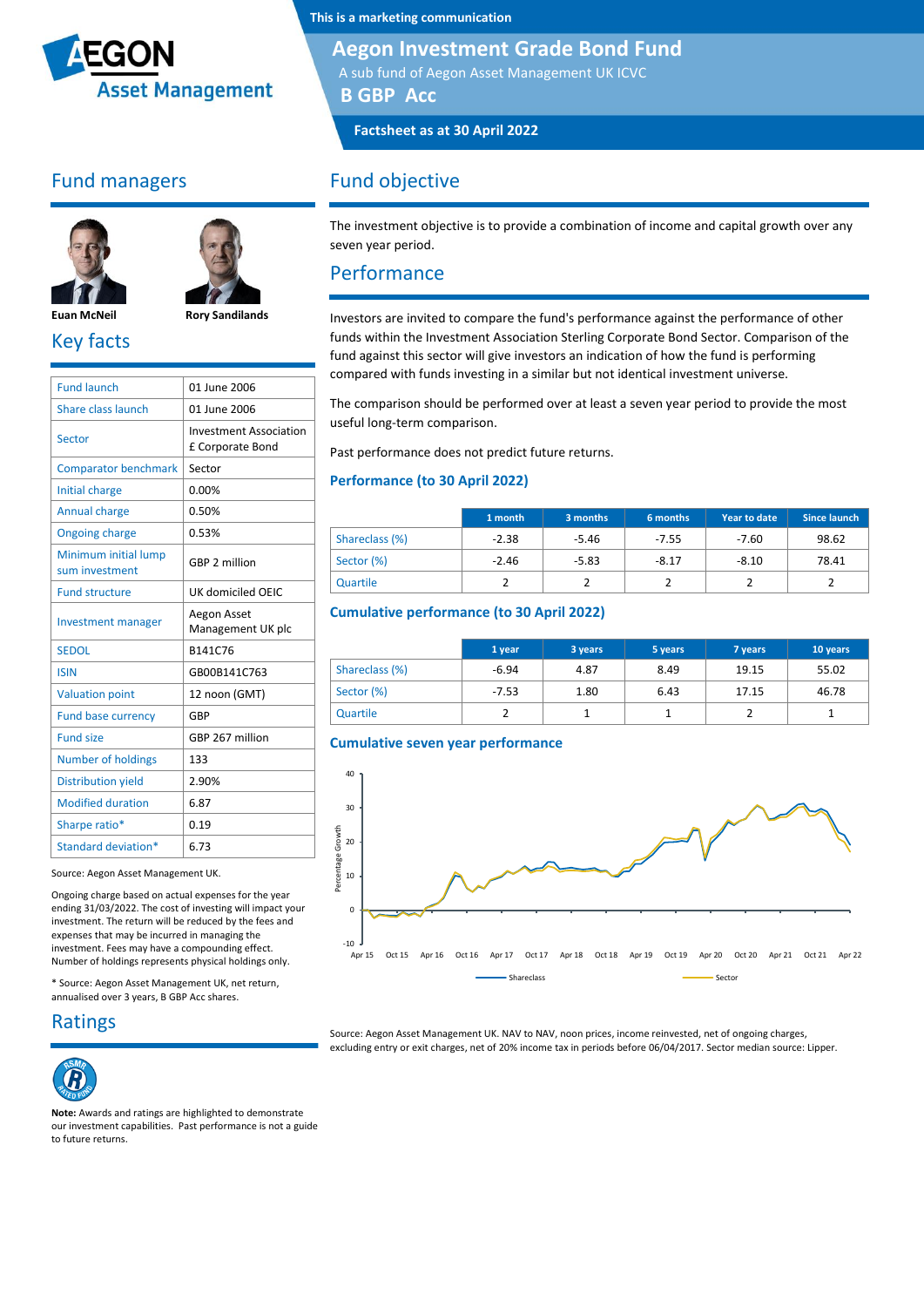This is a marketing communication

# Aegon Investment Grade Bond Fund

A sub fund of Aegon Asset Management UK ICVC

**B GBP Acc**

**Factsheet as at 30 April 2022**

## Fund managers

**Euan McNeil** **Rory Sandilands**

## Key facts

| | |
|---|---|
| Fund launch | 01 June 2006 |
| Share class launch | 01 June 2006 |
| Sector | Investment Association £ Corporate Bond |
| Comparator benchmark | Sector |
| Initial charge | 0.00% |
| Annual charge | 0.50% |
| Ongoing charge | 0.53% |
| Minimum initial lump sum investment | GBP 2 million |
| Fund structure | UK domiciled OEIC |
| Investment manager | Aegon Asset Management UK plc |
| SEDOL | B141C76 |
| ISIN | GB00B141C763 |
| Valuation point | 12 noon (GMT) |
| Fund base currency | GBP |
| Fund size | GBP 267 million |
| Number of holdings | 133 |
| Distribution yield | 2.90% |
| Modified duration | 6.87 |
| Sharpe ratio* | 0.19 |
| Standard deviation* | 6.73 |

Source: Aegon Asset Management UK.

Ongoing charge based on actual expenses for the year ending 31/03/2022. The cost of investing will impact your investment. The return will be reduced by the fees and expenses that may be incurred in managing the investment. Fees may have a compounding effect. Number of holdings represents physical holdings only.

* Source: Aegon Asset Management UK, net return, annualised over 3 years, B GBP Acc shares.

## Ratings

**Note:** Awards and ratings are highlighted to demonstrate our investment capabilities. Past performance is not a guide to future returns.

## Fund objective

The investment objective is to provide a combination of income and capital growth over any seven year period.

## Performance

Investors are invited to compare the fund's performance against the performance of other funds within the Investment Association Sterling Corporate Bond Sector. Comparison of the fund against this sector will give investors an indication of how the fund is performing compared with funds investing in a similar but not identical investment universe.

The comparison should be performed over at least a seven year period to provide the most useful long-term comparison.

Past performance does not predict future returns.

### Performance (to 30 April 2022)

| | 1 month | 3 months | 6 months | Year to date | Since launch |
|---|---|---|---|---|---|
| Shareclass (%) | -2.38 | -5.46 | -7.55 | -7.60 | 98.62 |
| Sector (%) | -2.46 | -5.83 | -8.17 | -8.10 | 78.41 |
| Quartile | 2 | 2 | 2 | 2 | 2 |

### Cumulative performance (to 30 April 2022)

| | 1 year | 3 years | 5 years | 7 years | 10 years |
|---|---|---|---|---|---|
| Shareclass (%) | -6.94 | 4.87 | 8.49 | 19.15 | 55.02 |
| Sector (%) | -7.53 | 1.80 | 6.43 | 17.15 | 46.78 |
| Quartile | 2 | 1 | 1 | 2 | 1 |

### Cumulative seven year performance

Source: Aegon Asset Management UK. NAV to NAV, noon prices, income reinvested, net of ongoing charges, excluding entry or exit charges, net of 20% income tax in periods before 06/04/2017. Sector median source: Lipper.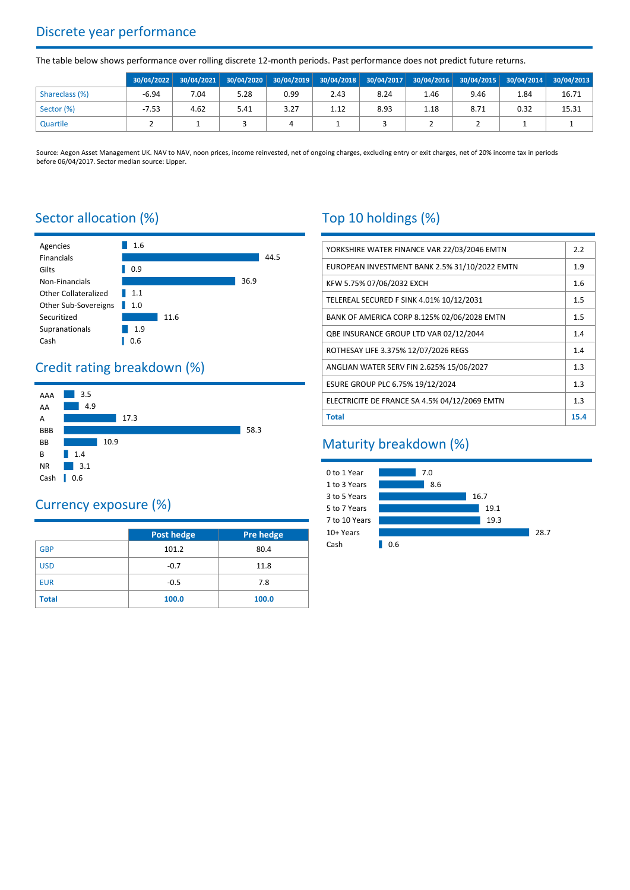## Discrete year performance

The table below shows performance over rolling discrete 12-month periods. Past performance does not predict future returns.

| | 30/04/2022 | 30/04/2021 | 30/04/2020 | 30/04/2019 | 30/04/2018 | 30/04/2017 | 30/04/2016 | 30/04/2015 | 30/04/2014 | 30/04/2013 |
|---|---|---|---|---|---|---|---|---|---|---|
| Shareclass (%) | -6.94 | 7.04 | 5.28 | 0.99 | 2.43 | 8.24 | 1.46 | 9.46 | 1.84 | 16.71 |
| Sector (%) | -7.53 | 4.62 | 5.41 | 3.27 | 1.12 | 8.93 | 1.18 | 8.71 | 0.32 | 15.31 |
| Quartile | 2 | 1 | 3 | 4 | 1 | 3 | 2 | 2 | 1 | 1 |

Source: Aegon Asset Management UK. NAV to NAV, noon prices, income reinvested, net of ongoing charges, excluding entry or exit charges, net of 20% income tax in periods before 06/04/2017. Sector median source: Lipper.

## Sector allocation (%)

| Sector | % |
|---|---|
| Agencies | 1.6 |
| Financials | 44.5 |
| Gilts | 0.9 |
| Non-Financials | 36.9 |
| Other Collateralized | 1.1 |
| Other Sub-Sovereigns | 1.0 |
| Securitized | 11.6 |
| Supranationals | 1.9 |
| Cash | 0.6 |

## Credit rating breakdown (%)

| Rating | % |
|---|---|
| AAA | 3.5 |
| AA | 4.9 |
| A | 17.3 |
| BBB | 58.3 |
| BB | 10.9 |
| B | 1.4 |
| NR | 3.1 |
| Cash | 0.6 |

## Currency exposure (%)

| | Post hedge | Pre hedge |
|---|---|---|
| GBP | 101.2 | 80.4 |
| USD | -0.7 | 11.8 |
| EUR | -0.5 | 7.8 |
| **Total** | **100.0** | **100.0** |

## Top 10 holdings (%)

| Holding | % |
|---|---|
| YORKSHIRE WATER FINANCE VAR 22/03/2046 EMTN | 2.2 |
| EUROPEAN INVESTMENT BANK 2.5% 31/10/2022 EMTN | 1.9 |
| KFW 5.75% 07/06/2032 EXCH | 1.6 |
| TELEREAL SECURED F SINK 4.01% 10/12/2031 | 1.5 |
| BANK OF AMERICA CORP 8.125% 02/06/2028 EMTN | 1.5 |
| QBE INSURANCE GROUP LTD VAR 02/12/2044 | 1.4 |
| ROTHESAY LIFE 3.375% 12/07/2026 REGS | 1.4 |
| ANGLIAN WATER SERV FIN 2.625% 15/06/2027 | 1.3 |
| ESURE GROUP PLC 6.75% 19/12/2024 | 1.3 |
| ELECTRICITE DE FRANCE SA 4.5% 04/12/2069 EMTN | 1.3 |
| **Total** | **15.4** |

## Maturity breakdown (%)

| Maturity | % |
|---|---|
| 0 to 1 Year | 7.0 |
| 1 to 3 Years | 8.6 |
| 3 to 5 Years | 16.7 |
| 5 to 7 Years | 19.1 |
| 7 to 10 Years | 19.3 |
| 10+ Years | 28.7 |
| Cash | 0.6 |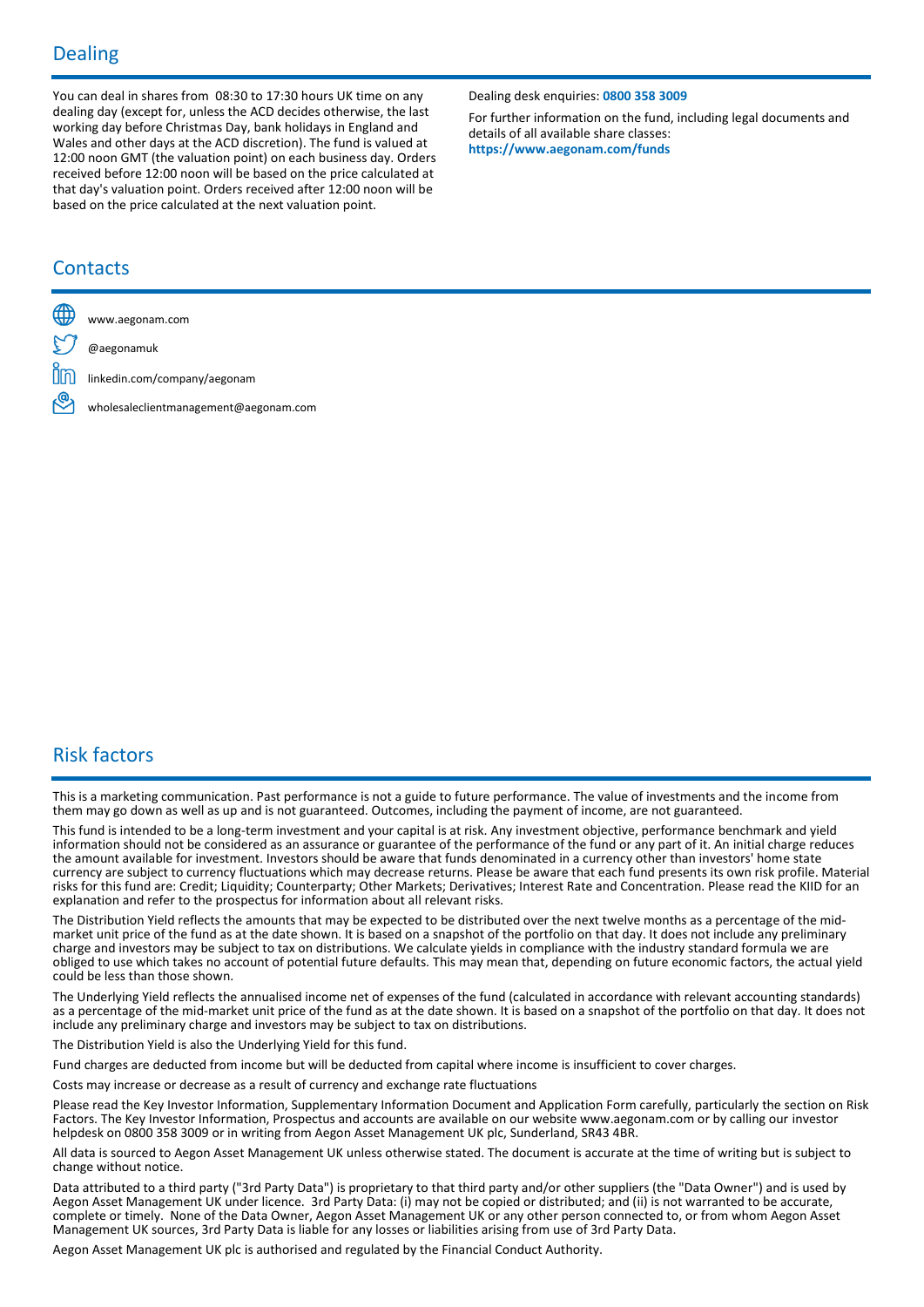## Dealing

You can deal in shares from 08:30 to 17:30 hours UK time on any dealing day (except for, unless the ACD decides otherwise, the last working day before Christmas Day, bank holidays in England and Wales and other days at the ACD discretion). The fund is valued at 12:00 noon GMT (the valuation point) on each business day. Orders received before 12:00 noon will be based on the price calculated at that day's valuation point. Orders received after 12:00 noon will be based on the price calculated at the next valuation point.

Dealing desk enquiries: **0800 358 3009**

For further information on the fund, including legal documents and details of all available share classes:
**https://www.aegonam.com/funds**

## Contacts

www.aegonam.com

@aegonamuk

linkedin.com/company/aegonam

wholesaleclientmanagement@aegonam.com

## Risk factors

This is a marketing communication. Past performance is not a guide to future performance. The value of investments and the income from them may go down as well as up and is not guaranteed. Outcomes, including the payment of income, are not guaranteed.

This fund is intended to be a long-term investment and your capital is at risk. Any investment objective, performance benchmark and yield information should not be considered as an assurance or guarantee of the performance of the fund or any part of it. An initial charge reduces the amount available for investment. Investors should be aware that funds denominated in a currency other than investors' home state currency are subject to currency fluctuations which may decrease returns. Please be aware that each fund presents its own risk profile. Material risks for this fund are: Credit; Liquidity; Counterparty; Other Markets; Derivatives; Interest Rate and Concentration. Please read the KIID for an explanation and refer to the prospectus for information about all relevant risks.

The Distribution Yield reflects the amounts that may be expected to be distributed over the next twelve months as a percentage of the mid-market unit price of the fund as at the date shown. It is based on a snapshot of the portfolio on that day. It does not include any preliminary charge and investors may be subject to tax on distributions. We calculate yields in compliance with the industry standard formula we are obliged to use which takes no account of potential future defaults. This may mean that, depending on future economic factors, the actual yield could be less than those shown.

The Underlying Yield reflects the annualised income net of expenses of the fund (calculated in accordance with relevant accounting standards) as a percentage of the mid-market unit price of the fund as at the date shown. It is based on a snapshot of the portfolio on that day. It does not include any preliminary charge and investors may be subject to tax on distributions.

The Distribution Yield is also the Underlying Yield for this fund.

Fund charges are deducted from income but will be deducted from capital where income is insufficient to cover charges.

Costs may increase or decrease as a result of currency and exchange rate fluctuations

Please read the Key Investor Information, Supplementary Information Document and Application Form carefully, particularly the section on Risk Factors. The Key Investor Information, Prospectus and accounts are available on our website www.aegonam.com or by calling our investor helpdesk on 0800 358 3009 or in writing from Aegon Asset Management UK plc, Sunderland, SR43 4BR.

All data is sourced to Aegon Asset Management UK unless otherwise stated. The document is accurate at the time of writing but is subject to change without notice.

Data attributed to a third party ("3rd Party Data") is proprietary to that third party and/or other suppliers (the "Data Owner") and is used by Aegon Asset Management UK under licence. 3rd Party Data: (i) may not be copied or distributed; and (ii) is not warranted to be accurate, complete or timely. None of the Data Owner, Aegon Asset Management UK or any other person connected to, or from whom Aegon Asset Management UK sources, 3rd Party Data is liable for any losses or liabilities arising from use of 3rd Party Data.

Aegon Asset Management UK plc is authorised and regulated by the Financial Conduct Authority.